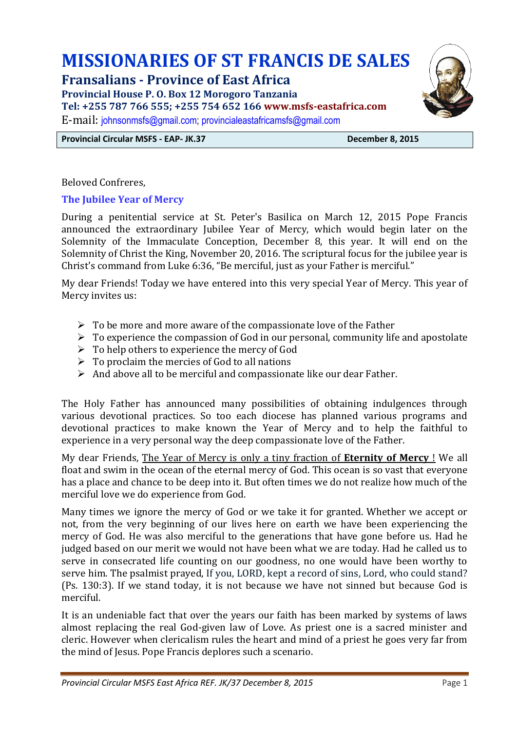# MISSIONARIES OF ST FRANCIS DE SALES

## Fransalians - Province of East Africa

**Provincial House P. O. Box 12 Morogoro Tanzania**
**Tel: +255 787 766 555; +255 754 652 166 www.msfs-eastafrica.com**
E-mail: johnsonmsfs@gmail.com; provincialeastafricamsfs@gmail.com

**Provincial Circular MSFS - EAP- JK.37** **December 8, 2015**

Beloved Confreres,

### The Jubilee Year of Mercy

During a penitential service at St. Peter's Basilica on March 12, 2015 Pope Francis announced the extraordinary Jubilee Year of Mercy, which would begin later on the Solemnity of the Immaculate Conception, December 8, this year. It will end on the Solemnity of Christ the King, November 20, 2016. The scriptural focus for the jubilee year is Christ's command from Luke 6:36, "Be merciful, just as your Father is merciful."

My dear Friends! Today we have entered into this very special Year of Mercy. This year of Mercy invites us:

- To be more and more aware of the compassionate love of the Father
- To experience the compassion of God in our personal, community life and apostolate
- To help others to experience the mercy of God
- To proclaim the mercies of God to all nations
- And above all to be merciful and compassionate like our dear Father.

The Holy Father has announced many possibilities of obtaining indulgences through various devotional practices. So too each diocese has planned various programs and devotional practices to make known the Year of Mercy and to help the faithful to experience in a very personal way the deep compassionate love of the Father.

My dear Friends, The Year of Mercy is only a tiny fraction of **Eternity of Mercy** ! We all float and swim in the ocean of the eternal mercy of God. This ocean is so vast that everyone has a place and chance to be deep into it. But often times we do not realize how much of the merciful love we do experience from God.

Many times we ignore the mercy of God or we take it for granted. Whether we accept or not, from the very beginning of our lives here on earth we have been experiencing the mercy of God. He was also merciful to the generations that have gone before us. Had he judged based on our merit we would not have been what we are today. Had he called us to serve in consecrated life counting on our goodness, no one would have been worthy to serve him. The psalmist prayed, If you, LORD, kept a record of sins, Lord, who could stand? (Ps. 130:3). If we stand today, it is not because we have not sinned but because God is merciful.

It is an undeniable fact that over the years our faith has been marked by systems of laws almost replacing the real God-given law of Love. As priest one is a sacred minister and cleric. However when clericalism rules the heart and mind of a priest he goes very far from the mind of Jesus. Pope Francis deplores such a scenario.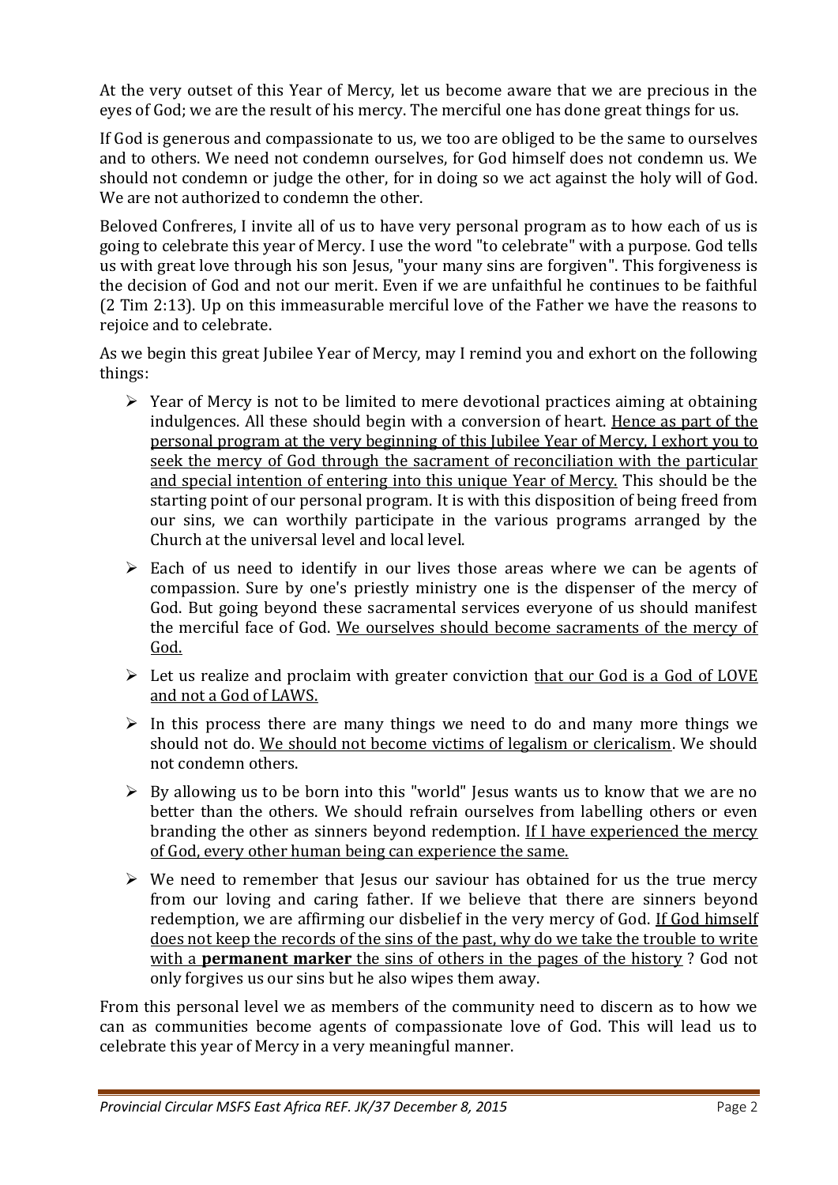At the very outset of this Year of Mercy, let us become aware that we are precious in the eyes of God; we are the result of his mercy. The merciful one has done great things for us.

If God is generous and compassionate to us, we too are obliged to be the same to ourselves and to others. We need not condemn ourselves, for God himself does not condemn us. We should not condemn or judge the other, for in doing so we act against the holy will of God. We are not authorized to condemn the other.

Beloved Confreres, I invite all of us to have very personal program as to how each of us is going to celebrate this year of Mercy. I use the word "to celebrate" with a purpose. God tells us with great love through his son Jesus, "your many sins are forgiven". This forgiveness is the decision of God and not our merit. Even if we are unfaithful he continues to be faithful (2 Tim 2:13). Up on this immeasurable merciful love of the Father we have the reasons to rejoice and to celebrate.

As we begin this great Jubilee Year of Mercy, may I remind you and exhort on the following things:

- Year of Mercy is not to be limited to mere devotional practices aiming at obtaining indulgences. All these should begin with a conversion of heart. <u>Hence as part of the personal program at the very beginning of this Jubilee Year of Mercy, I exhort you to seek the mercy of God through the sacrament of reconciliation with the particular and special intention of entering into this unique Year of Mercy.</u> This should be the starting point of our personal program. It is with this disposition of being freed from our sins, we can worthily participate in the various programs arranged by the Church at the universal level and local level.
- Each of us need to identify in our lives those areas where we can be agents of compassion. Sure by one's priestly ministry one is the dispenser of the mercy of God. But going beyond these sacramental services everyone of us should manifest the merciful face of God. <u>We ourselves should become sacraments of the mercy of God.</u>
- Let us realize and proclaim with greater conviction <u>that our God is a God of LOVE and not a God of LAWS.</u>
- In this process there are many things we need to do and many more things we should not do. <u>We should not become victims of legalism or clericalism</u>. We should not condemn others.
- By allowing us to be born into this "world" Jesus wants us to know that we are no better than the others. We should refrain ourselves from labelling others or even branding the other as sinners beyond redemption. <u>If I have experienced the mercy of God, every other human being can experience the same.</u>
- We need to remember that Jesus our saviour has obtained for us the true mercy from our loving and caring father. If we believe that there are sinners beyond redemption, we are affirming our disbelief in the very mercy of God. <u>If God himself does not keep the records of the sins of the past, why do we take the trouble to write with a **permanent marker** the sins of others in the pages of the history</u> ? God not only forgives us our sins but he also wipes them away.

From this personal level we as members of the community need to discern as to how we can as communities become agents of compassionate love of God. This will lead us to celebrate this year of Mercy in a very meaningful manner.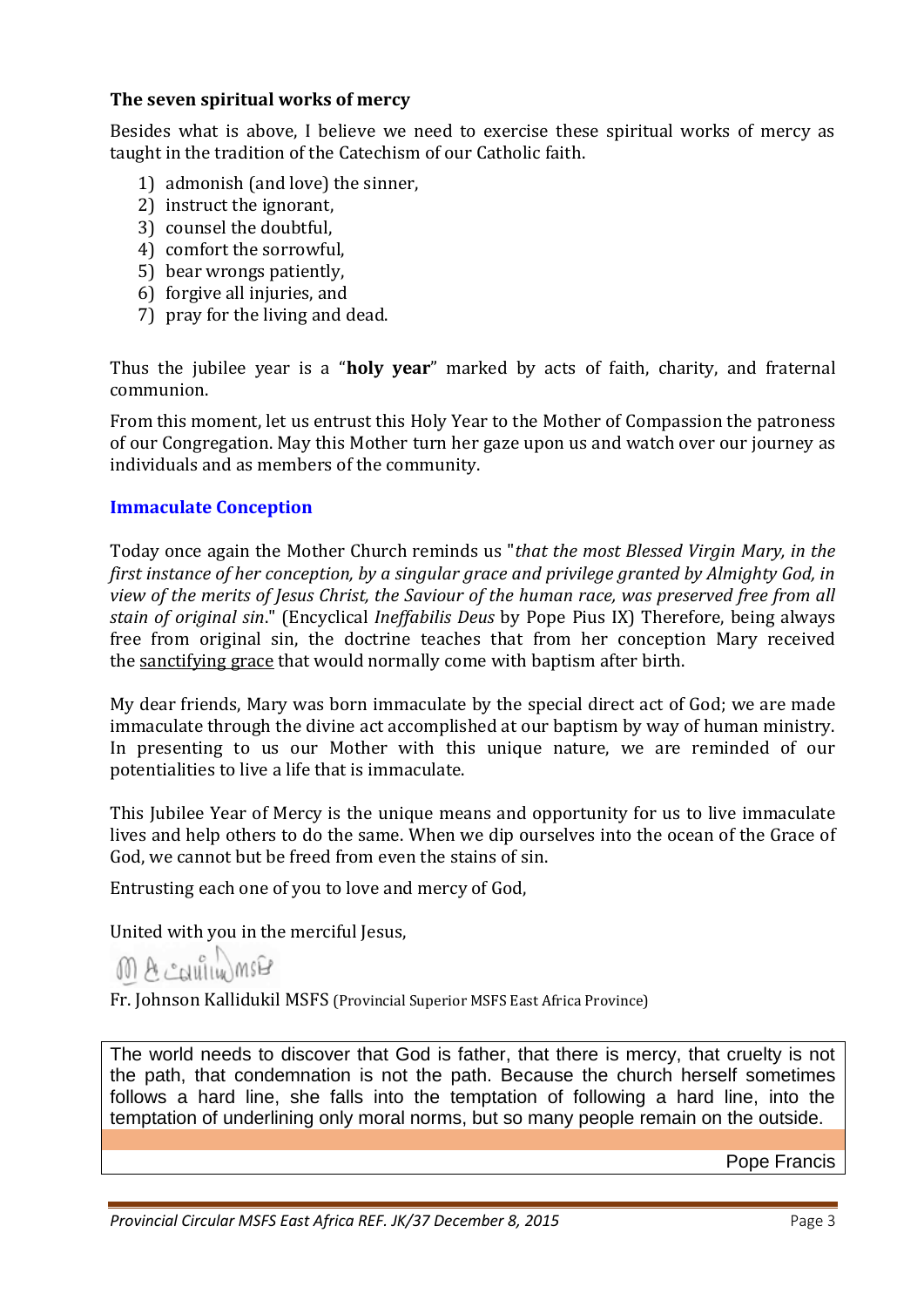**The seven spiritual works of mercy**

Besides what is above, I believe we need to exercise these spiritual works of mercy as taught in the tradition of the Catechism of our Catholic faith.

1) admonish (and love) the sinner,
2) instruct the ignorant,
3) counsel the doubtful,
4) comfort the sorrowful,
5) bear wrongs patiently,
6) forgive all injuries, and
7) pray for the living and dead.

Thus the jubilee year is a "**holy year**" marked by acts of faith, charity, and fraternal communion.

From this moment, let us entrust this Holy Year to the Mother of Compassion the patroness of our Congregation. May this Mother turn her gaze upon us and watch over our journey as individuals and as members of the community.

### Immaculate Conception

Today once again the Mother Church reminds us "*that the most Blessed Virgin Mary, in the first instance of her conception, by a singular grace and privilege granted by Almighty God, in view of the merits of Jesus Christ, the Saviour of the human race, was preserved free from all stain of original sin*." (Encyclical *Ineffabilis Deus* by Pope Pius IX) Therefore, being always free from original sin, the doctrine teaches that from her conception Mary received the sanctifying grace that would normally come with baptism after birth.

My dear friends, Mary was born immaculate by the special direct act of God; we are made immaculate through the divine act accomplished at our baptism by way of human ministry. In presenting to us our Mother with this unique nature, we are reminded of our potentialities to live a life that is immaculate.

This Jubilee Year of Mercy is the unique means and opportunity for us to live immaculate lives and help others to do the same. When we dip ourselves into the ocean of the Grace of God, we cannot but be freed from even the stains of sin.

Entrusting each one of you to love and mercy of God,

United with you in the merciful Jesus,

Fr. Johnson Kallidukil MSFS (Provincial Superior MSFS East Africa Province)

> The world needs to discover that God is father, that there is mercy, that cruelty is not the path, that condemnation is not the path. Because the church herself sometimes follows a hard line, she falls into the temptation of following a hard line, into the temptation of underlining only moral norms, but so many people remain on the outside.
>
> Pope Francis